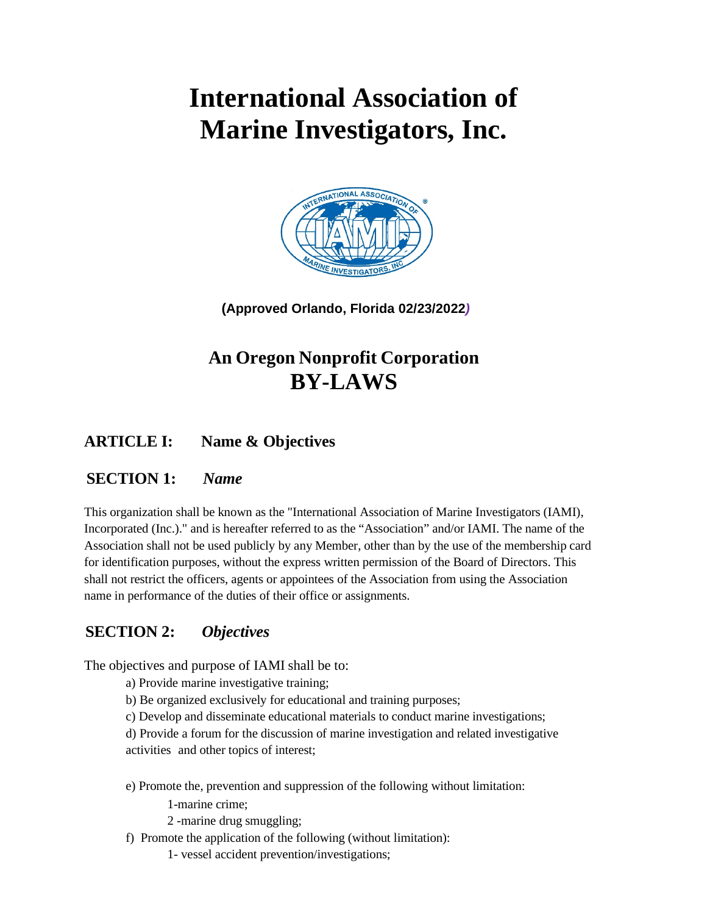# International Association of Marine Investigators, Inc.

**(Approved Orlando, Florida 02/23/2022)**

## An Oregon Nonprofit Corporation
## BY-LAWS

## ARTICLE I: Name & Objectives

### SECTION 1: *Name*

This organization shall be known as the "International Association of Marine Investigators (IAMI), Incorporated (Inc.)." and is hereafter referred to as the "Association" and/or IAMI. The name of the Association shall not be used publicly by any Member, other than by the use of the membership card for identification purposes, without the express written permission of the Board of Directors. This shall not restrict the officers, agents or appointees of the Association from using the Association name in performance of the duties of their office or assignments.

### SECTION 2: *Objectives*

The objectives and purpose of IAMI shall be to:

a) Provide marine investigative training;

b) Be organized exclusively for educational and training purposes;

c) Develop and disseminate educational materials to conduct marine investigations;

d) Provide a forum for the discussion of marine investigation and related investigative activities and other topics of interest;

e) Promote the, prevention and suppression of the following without limitation:

1-marine crime;

2 -marine drug smuggling;

f) Promote the application of the following (without limitation):

1- vessel accident prevention/investigations;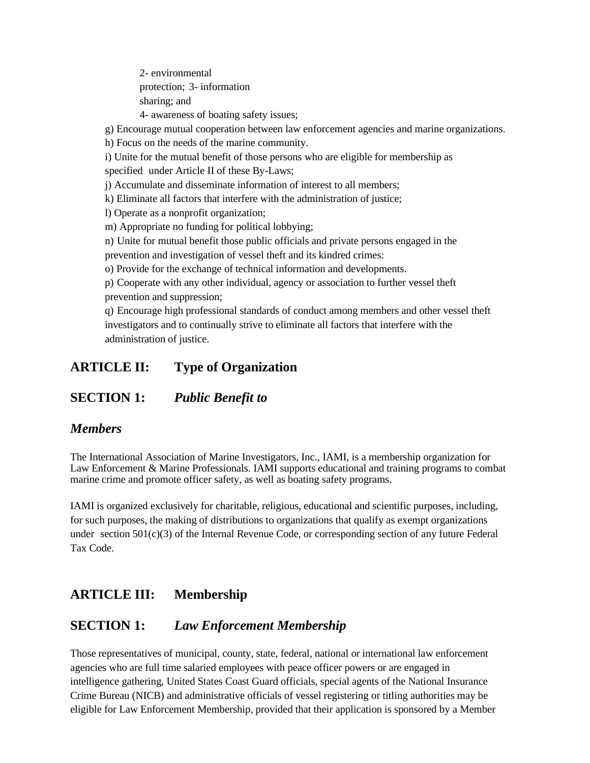2- environmental protection; 3- information sharing; and
4- awareness of boating safety issues;

g) Encourage mutual cooperation between law enforcement agencies and marine organizations.

h) Focus on the needs of the marine community.

i) Unite for the mutual benefit of those persons who are eligible for membership as specified under Article II of these By-Laws;

j) Accumulate and disseminate information of interest to all members;

k) Eliminate all factors that interfere with the administration of justice;

l) Operate as a nonprofit organization;

m) Appropriate no funding for political lobbying;

n) Unite for mutual benefit those public officials and private persons engaged in the prevention and investigation of vessel theft and its kindred crimes:

o) Provide for the exchange of technical information and developments.

p) Cooperate with any other individual, agency or association to further vessel theft prevention and suppression;

q) Encourage high professional standards of conduct among members and other vessel theft investigators and to continually strive to eliminate all factors that interfere with the administration of justice.

## ARTICLE II: Type of Organization

## SECTION 1: *Public Benefit to Members*

The International Association of Marine Investigators, Inc., IAMI, is a membership organization for Law Enforcement & Marine Professionals. IAMI supports educational and training programs to combat marine crime and promote officer safety, as well as boating safety programs.

IAMI is organized exclusively for charitable, religious, educational and scientific purposes, including, for such purposes, the making of distributions to organizations that qualify as exempt organizations under section 501(c)(3) of the Internal Revenue Code, or corresponding section of any future Federal Tax Code.

## ARTICLE III: Membership

## SECTION 1: *Law Enforcement Membership*

Those representatives of municipal, county, state, federal, national or international law enforcement agencies who are full time salaried employees with peace officer powers or are engaged in intelligence gathering, United States Coast Guard officials, special agents of the National Insurance Crime Bureau (NICB) and administrative officials of vessel registering or titling authorities may be eligible for Law Enforcement Membership, provided that their application is sponsored by a Member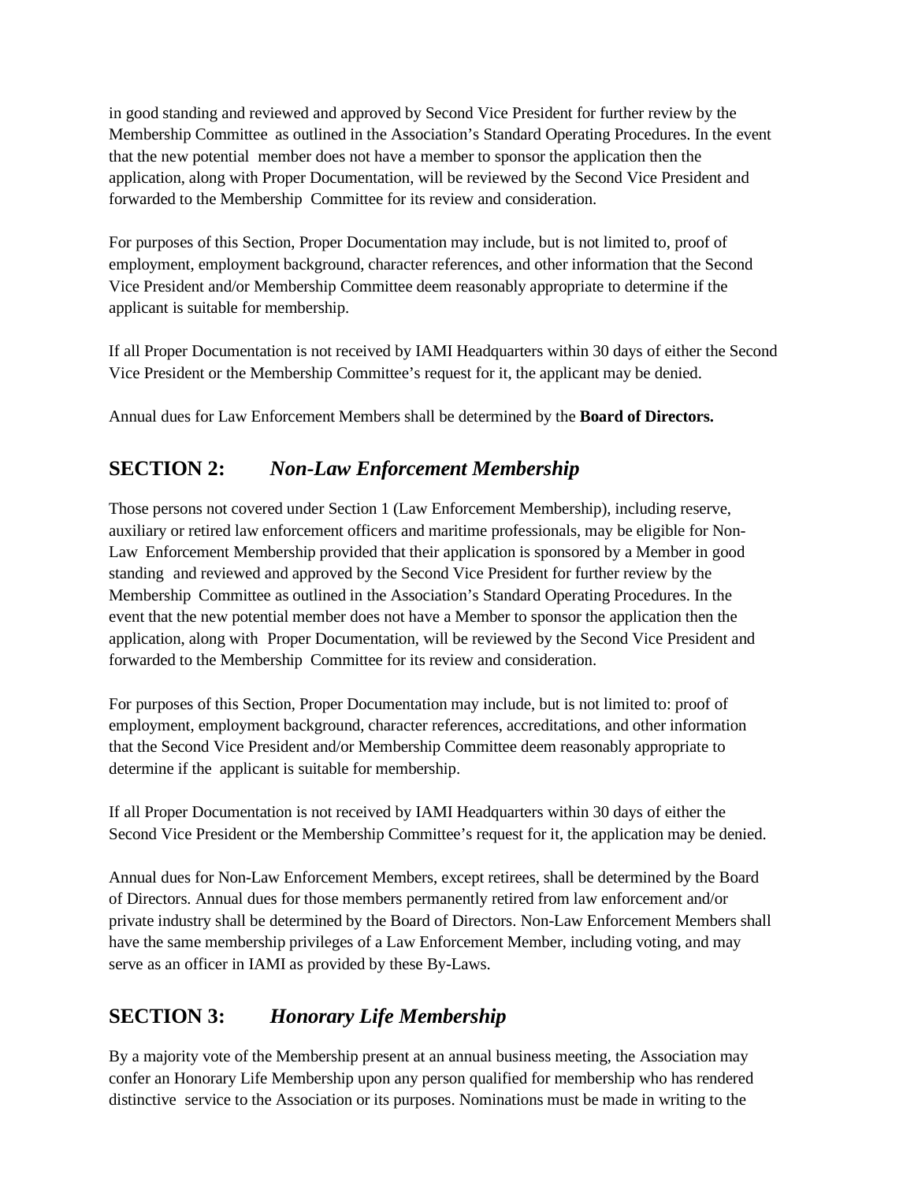in good standing and reviewed and approved by Second Vice President for further review by the Membership Committee as outlined in the Association's Standard Operating Procedures. In the event that the new potential member does not have a member to sponsor the application then the application, along with Proper Documentation, will be reviewed by the Second Vice President and forwarded to the Membership Committee for its review and consideration.

For purposes of this Section, Proper Documentation may include, but is not limited to, proof of employment, employment background, character references, and other information that the Second Vice President and/or Membership Committee deem reasonably appropriate to determine if the applicant is suitable for membership.

If all Proper Documentation is not received by IAMI Headquarters within 30 days of either the Second Vice President or the Membership Committee's request for it, the applicant may be denied.

Annual dues for Law Enforcement Members shall be determined by the **Board of Directors.**

## SECTION 2: *Non-Law Enforcement Membership*

Those persons not covered under Section 1 (Law Enforcement Membership), including reserve, auxiliary or retired law enforcement officers and maritime professionals, may be eligible for Non-Law Enforcement Membership provided that their application is sponsored by a Member in good standing and reviewed and approved by the Second Vice President for further review by the Membership Committee as outlined in the Association's Standard Operating Procedures. In the event that the new potential member does not have a Member to sponsor the application then the application, along with Proper Documentation, will be reviewed by the Second Vice President and forwarded to the Membership Committee for its review and consideration.

For purposes of this Section, Proper Documentation may include, but is not limited to: proof of employment, employment background, character references, accreditations, and other information that the Second Vice President and/or Membership Committee deem reasonably appropriate to determine if the applicant is suitable for membership.

If all Proper Documentation is not received by IAMI Headquarters within 30 days of either the Second Vice President or the Membership Committee's request for it, the application may be denied.

Annual dues for Non-Law Enforcement Members, except retirees, shall be determined by the Board of Directors. Annual dues for those members permanently retired from law enforcement and/or private industry shall be determined by the Board of Directors. Non-Law Enforcement Members shall have the same membership privileges of a Law Enforcement Member, including voting, and may serve as an officer in IAMI as provided by these By-Laws.

## SECTION 3: *Honorary Life Membership*

By a majority vote of the Membership present at an annual business meeting, the Association may confer an Honorary Life Membership upon any person qualified for membership who has rendered distinctive service to the Association or its purposes. Nominations must be made in writing to the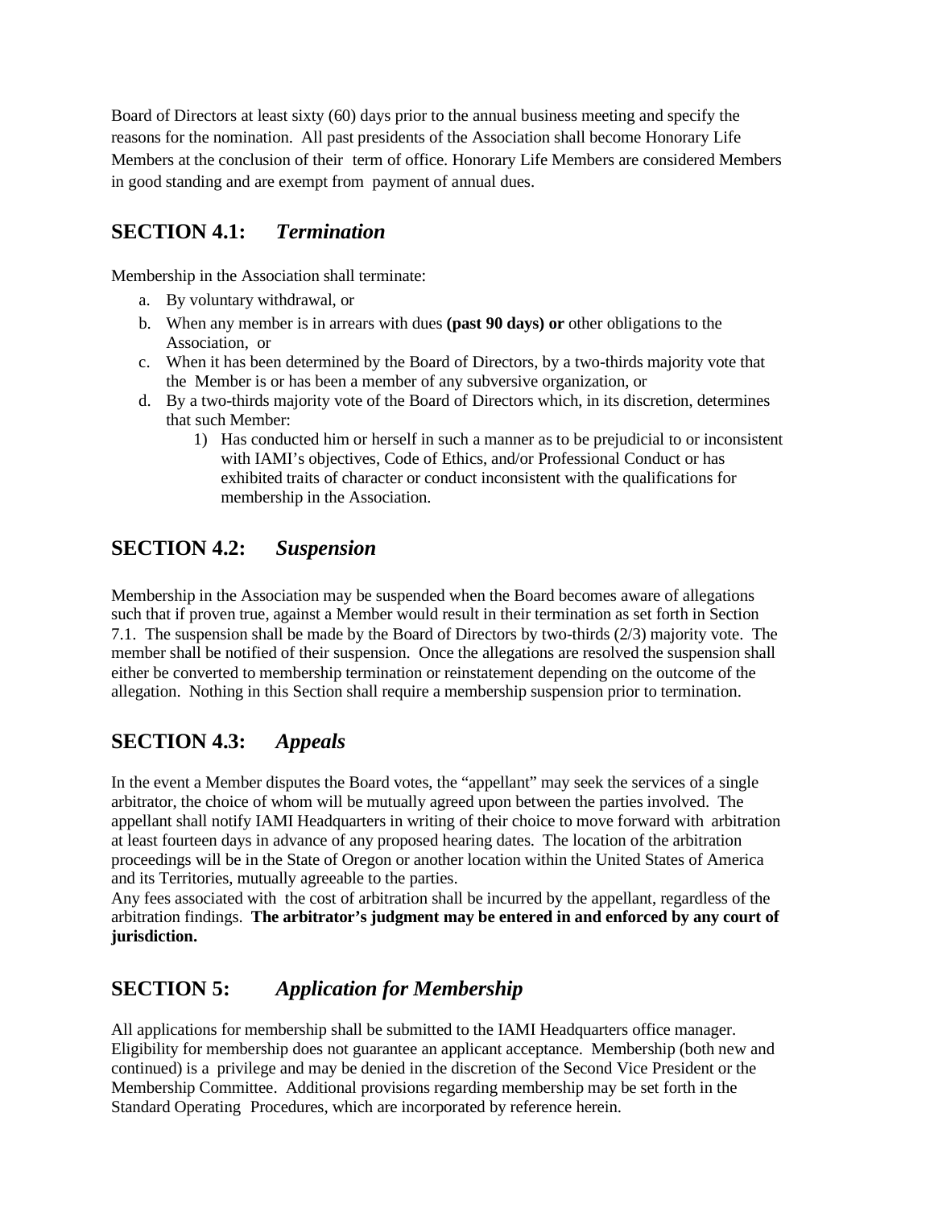Board of Directors at least sixty (60) days prior to the annual business meeting and specify the reasons for the nomination. All past presidents of the Association shall become Honorary Life Members at the conclusion of their term of office. Honorary Life Members are considered Members in good standing and are exempt from payment of annual dues.

## SECTION 4.1: *Termination*

Membership in the Association shall terminate:

a. By voluntary withdrawal, or
b. When any member is in arrears with dues **(past 90 days) or** other obligations to the Association, or
c. When it has been determined by the Board of Directors, by a two-thirds majority vote that the Member is or has been a member of any subversive organization, or
d. By a two-thirds majority vote of the Board of Directors which, in its discretion, determines that such Member:
    1) Has conducted him or herself in such a manner as to be prejudicial to or inconsistent with IAMI's objectives, Code of Ethics, and/or Professional Conduct or has exhibited traits of character or conduct inconsistent with the qualifications for membership in the Association.

## SECTION 4.2: *Suspension*

Membership in the Association may be suspended when the Board becomes aware of allegations such that if proven true, against a Member would result in their termination as set forth in Section 7.1. The suspension shall be made by the Board of Directors by two-thirds (2/3) majority vote. The member shall be notified of their suspension. Once the allegations are resolved the suspension shall either be converted to membership termination or reinstatement depending on the outcome of the allegation. Nothing in this Section shall require a membership suspension prior to termination.

## SECTION 4.3: *Appeals*

In the event a Member disputes the Board votes, the "appellant" may seek the services of a single arbitrator, the choice of whom will be mutually agreed upon between the parties involved. The appellant shall notify IAMI Headquarters in writing of their choice to move forward with arbitration at least fourteen days in advance of any proposed hearing dates. The location of the arbitration proceedings will be in the State of Oregon or another location within the United States of America and its Territories, mutually agreeable to the parties.
Any fees associated with the cost of arbitration shall be incurred by the appellant, regardless of the arbitration findings. **The arbitrator's judgment may be entered in and enforced by any court of jurisdiction.**

## SECTION 5: *Application for Membership*

All applications for membership shall be submitted to the IAMI Headquarters office manager. Eligibility for membership does not guarantee an applicant acceptance. Membership (both new and continued) is a privilege and may be denied in the discretion of the Second Vice President or the Membership Committee. Additional provisions regarding membership may be set forth in the Standard Operating Procedures, which are incorporated by reference herein.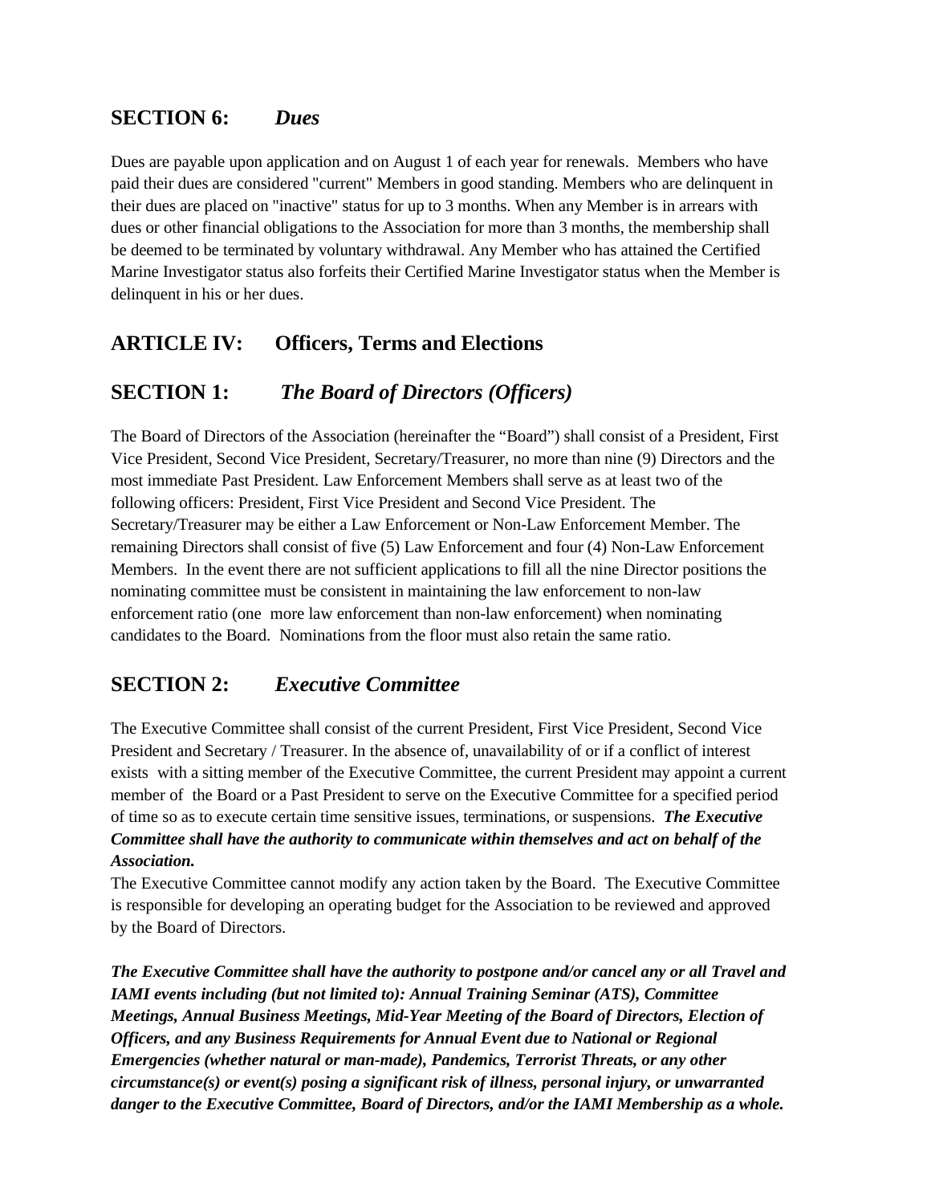## SECTION 6: *Dues*

Dues are payable upon application and on August 1 of each year for renewals. Members who have paid their dues are considered "current" Members in good standing. Members who are delinquent in their dues are placed on "inactive" status for up to 3 months. When any Member is in arrears with dues or other financial obligations to the Association for more than 3 months, the membership shall be deemed to be terminated by voluntary withdrawal. Any Member who has attained the Certified Marine Investigator status also forfeits their Certified Marine Investigator status when the Member is delinquent in his or her dues.

## ARTICLE IV: Officers, Terms and Elections

## SECTION 1: *The Board of Directors (Officers)*

The Board of Directors of the Association (hereinafter the "Board") shall consist of a President, First Vice President, Second Vice President, Secretary/Treasurer, no more than nine (9) Directors and the most immediate Past President. Law Enforcement Members shall serve as at least two of the following officers: President, First Vice President and Second Vice President. The Secretary/Treasurer may be either a Law Enforcement or Non-Law Enforcement Member. The remaining Directors shall consist of five (5) Law Enforcement and four (4) Non-Law Enforcement Members. In the event there are not sufficient applications to fill all the nine Director positions the nominating committee must be consistent in maintaining the law enforcement to non-law enforcement ratio (one more law enforcement than non-law enforcement) when nominating candidates to the Board. Nominations from the floor must also retain the same ratio.

## SECTION 2: *Executive Committee*

The Executive Committee shall consist of the current President, First Vice President, Second Vice President and Secretary / Treasurer. In the absence of, unavailability of or if a conflict of interest exists with a sitting member of the Executive Committee, the current President may appoint a current member of the Board or a Past President to serve on the Executive Committee for a specified period of time so as to execute certain time sensitive issues, terminations, or suspensions. ***The Executive Committee shall have the authority to communicate within themselves and act on behalf of the Association.***

The Executive Committee cannot modify any action taken by the Board. The Executive Committee is responsible for developing an operating budget for the Association to be reviewed and approved by the Board of Directors.

***The Executive Committee shall have the authority to postpone and/or cancel any or all Travel and IAMI events including (but not limited to): Annual Training Seminar (ATS), Committee Meetings, Annual Business Meetings, Mid-Year Meeting of the Board of Directors, Election of Officers, and any Business Requirements for Annual Event due to National or Regional Emergencies (whether natural or man-made), Pandemics, Terrorist Threats, or any other circumstance(s) or event(s) posing a significant risk of illness, personal injury, or unwarranted danger to the Executive Committee, Board of Directors, and/or the IAMI Membership as a whole.***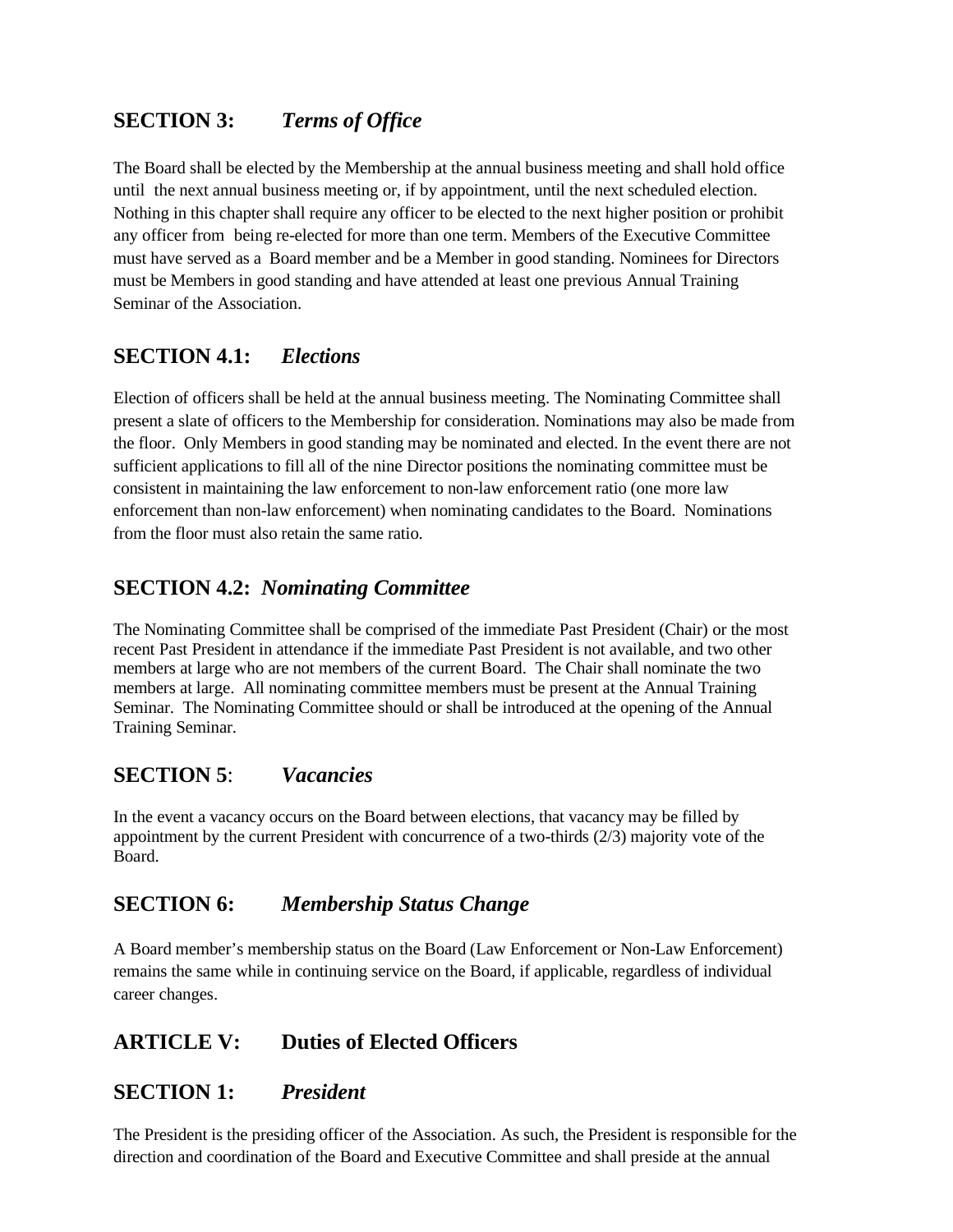## SECTION 3: *Terms of Office*

The Board shall be elected by the Membership at the annual business meeting and shall hold office until the next annual business meeting or, if by appointment, until the next scheduled election. Nothing in this chapter shall require any officer to be elected to the next higher position or prohibit any officer from being re-elected for more than one term. Members of the Executive Committee must have served as a Board member and be a Member in good standing. Nominees for Directors must be Members in good standing and have attended at least one previous Annual Training Seminar of the Association.

## SECTION 4.1: *Elections*

Election of officers shall be held at the annual business meeting. The Nominating Committee shall present a slate of officers to the Membership for consideration. Nominations may also be made from the floor. Only Members in good standing may be nominated and elected. In the event there are not sufficient applications to fill all of the nine Director positions the nominating committee must be consistent in maintaining the law enforcement to non-law enforcement ratio (one more law enforcement than non-law enforcement) when nominating candidates to the Board. Nominations from the floor must also retain the same ratio.

## SECTION 4.2: *Nominating Committee*

The Nominating Committee shall be comprised of the immediate Past President (Chair) or the most recent Past President in attendance if the immediate Past President is not available, and two other members at large who are not members of the current Board. The Chair shall nominate the two members at large. All nominating committee members must be present at the Annual Training Seminar. The Nominating Committee should or shall be introduced at the opening of the Annual Training Seminar.

## SECTION 5: *Vacancies*

In the event a vacancy occurs on the Board between elections, that vacancy may be filled by appointment by the current President with concurrence of a two-thirds (2/3) majority vote of the Board.

## SECTION 6: *Membership Status Change*

A Board member's membership status on the Board (Law Enforcement or Non-Law Enforcement) remains the same while in continuing service on the Board, if applicable, regardless of individual career changes.

# ARTICLE V: Duties of Elected Officers

## SECTION 1: *President*

The President is the presiding officer of the Association. As such, the President is responsible for the direction and coordination of the Board and Executive Committee and shall preside at the annual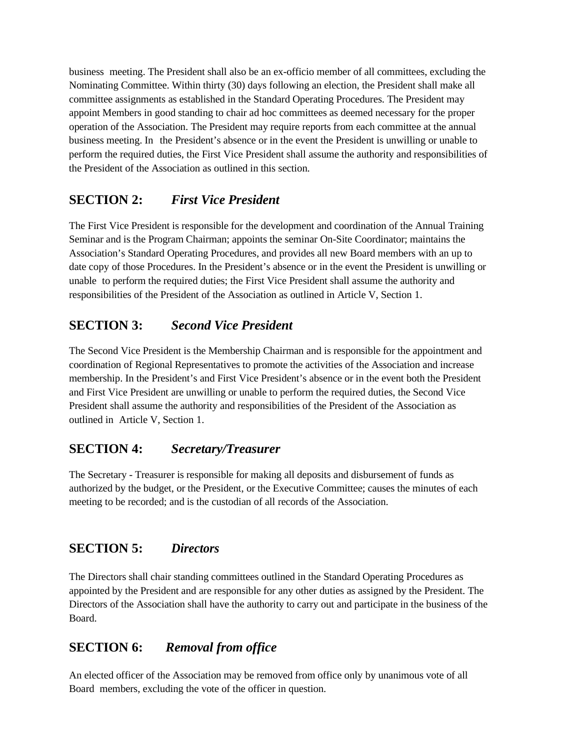business meeting. The President shall also be an ex-officio member of all committees, excluding the Nominating Committee. Within thirty (30) days following an election, the President shall make all committee assignments as established in the Standard Operating Procedures. The President may appoint Members in good standing to chair ad hoc committees as deemed necessary for the proper operation of the Association. The President may require reports from each committee at the annual business meeting. In the President's absence or in the event the President is unwilling or unable to perform the required duties, the First Vice President shall assume the authority and responsibilities of the President of the Association as outlined in this section.

## SECTION 2: *First Vice President*

The First Vice President is responsible for the development and coordination of the Annual Training Seminar and is the Program Chairman; appoints the seminar On-Site Coordinator; maintains the Association's Standard Operating Procedures, and provides all new Board members with an up to date copy of those Procedures. In the President's absence or in the event the President is unwilling or unable to perform the required duties; the First Vice President shall assume the authority and responsibilities of the President of the Association as outlined in Article V, Section 1.

## SECTION 3: *Second Vice President*

The Second Vice President is the Membership Chairman and is responsible for the appointment and coordination of Regional Representatives to promote the activities of the Association and increase membership. In the President's and First Vice President's absence or in the event both the President and First Vice President are unwilling or unable to perform the required duties, the Second Vice President shall assume the authority and responsibilities of the President of the Association as outlined in Article V, Section 1.

## SECTION 4: *Secretary/Treasurer*

The Secretary - Treasurer is responsible for making all deposits and disbursement of funds as authorized by the budget, or the President, or the Executive Committee; causes the minutes of each meeting to be recorded; and is the custodian of all records of the Association.

## SECTION 5: *Directors*

The Directors shall chair standing committees outlined in the Standard Operating Procedures as appointed by the President and are responsible for any other duties as assigned by the President. The Directors of the Association shall have the authority to carry out and participate in the business of the Board.

## SECTION 6: *Removal from office*

An elected officer of the Association may be removed from office only by unanimous vote of all Board members, excluding the vote of the officer in question.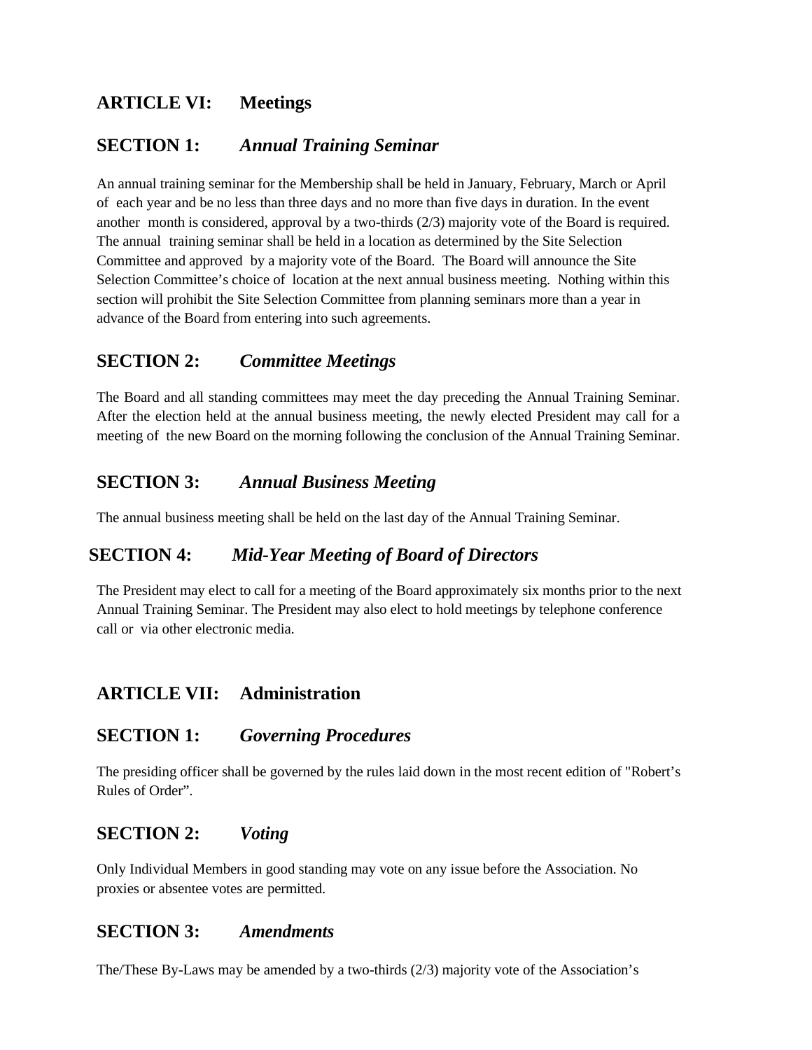## ARTICLE VI: Meetings

### SECTION 1: *Annual Training Seminar*

An annual training seminar for the Membership shall be held in January, February, March or April of each year and be no less than three days and no more than five days in duration. In the event another month is considered, approval by a two-thirds (2/3) majority vote of the Board is required. The annual training seminar shall be held in a location as determined by the Site Selection Committee and approved by a majority vote of the Board. The Board will announce the Site Selection Committee's choice of location at the next annual business meeting. Nothing within this section will prohibit the Site Selection Committee from planning seminars more than a year in advance of the Board from entering into such agreements.

### SECTION 2: *Committee Meetings*

The Board and all standing committees may meet the day preceding the Annual Training Seminar. After the election held at the annual business meeting, the newly elected President may call for a meeting of the new Board on the morning following the conclusion of the Annual Training Seminar.

### SECTION 3: *Annual Business Meeting*

The annual business meeting shall be held on the last day of the Annual Training Seminar.

### SECTION 4: *Mid-Year Meeting of Board of Directors*

The President may elect to call for a meeting of the Board approximately six months prior to the next Annual Training Seminar. The President may also elect to hold meetings by telephone conference call or via other electronic media.

## ARTICLE VII: Administration

### SECTION 1: *Governing Procedures*

The presiding officer shall be governed by the rules laid down in the most recent edition of "Robert's Rules of Order".

### SECTION 2: *Voting*

Only Individual Members in good standing may vote on any issue before the Association. No proxies or absentee votes are permitted.

### SECTION 3: *Amendments*

The/These By-Laws may be amended by a two-thirds (2/3) majority vote of the Association's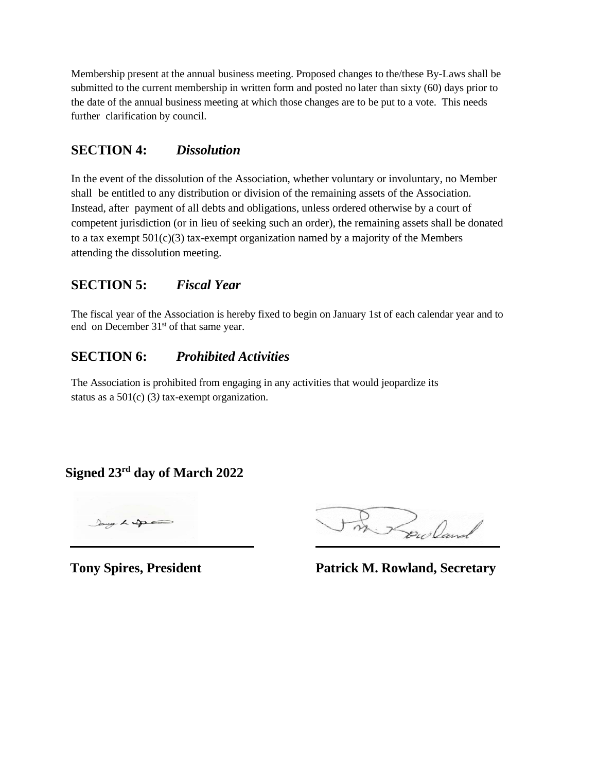Membership present at the annual business meeting. Proposed changes to the/these By-Laws shall be submitted to the current membership in written form and posted no later than sixty (60) days prior to the date of the annual business meeting at which those changes are to be put to a vote. This needs further clarification by council.

## SECTION 4: *Dissolution*

In the event of the dissolution of the Association, whether voluntary or involuntary, no Member shall be entitled to any distribution or division of the remaining assets of the Association. Instead, after payment of all debts and obligations, unless ordered otherwise by a court of competent jurisdiction (or in lieu of seeking such an order), the remaining assets shall be donated to a tax exempt 501(c)(3) tax-exempt organization named by a majority of the Members attending the dissolution meeting.

## SECTION 5: *Fiscal Year*

The fiscal year of the Association is hereby fixed to begin on January 1st of each calendar year and to end on December 31st of that same year.

## SECTION 6: *Prohibited Activities*

The Association is prohibited from engaging in any activities that would jeopardize its status as a 501(c) (3) tax-exempt organization.

**Signed 23rd day of March 2022**

**Tony Spires, President**

**Patrick M. Rowland, Secretary**